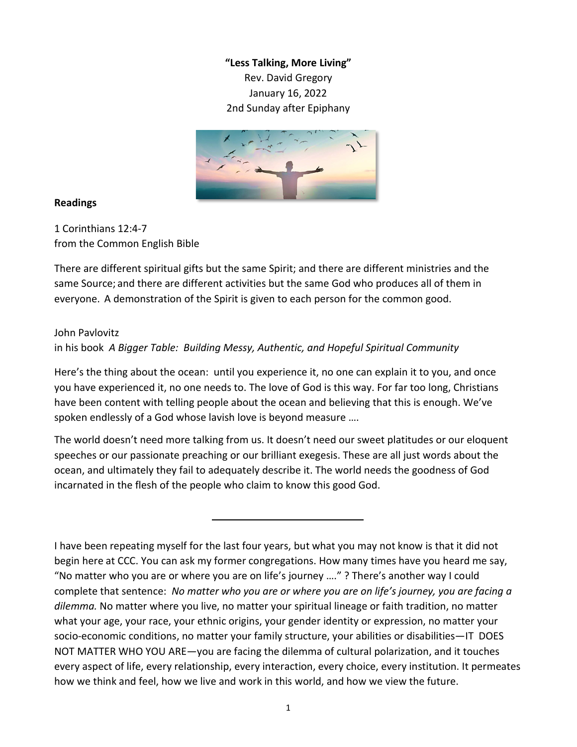**"Less Talking, More Living"**

Rev. David Gregory

January 16, 2022

2nd Sunday after Epiphany

**Readings**

1 Corinthians 12:4-7
from the Common English Bible

There are different spiritual gifts but the same Spirit; and there are different ministries and the same Source; and there are different activities but the same God who produces all of them in everyone. A demonstration of the Spirit is given to each person for the common good.

John Pavlovitz
in his book *A Bigger Table: Building Messy, Authentic, and Hopeful Spiritual Community*

Here's the thing about the ocean: until you experience it, no one can explain it to you, and once you have experienced it, no one needs to. The love of God is this way. For far too long, Christians have been content with telling people about the ocean and believing that this is enough. We've spoken endlessly of a God whose lavish love is beyond measure ….

The world doesn't need more talking from us. It doesn't need our sweet platitudes or our eloquent speeches or our passionate preaching or our brilliant exegesis. These are all just words about the ocean, and ultimately they fail to adequately describe it. The world needs the goodness of God incarnated in the flesh of the people who claim to know this good God.

---

I have been repeating myself for the last four years, but what you may not know is that it did not begin here at CCC. You can ask my former congregations. How many times have you heard me say, "No matter who you are or where you are on life's journey …." ? There's another way I could complete that sentence: *No matter who you are or where you are on life's journey, you are facing a dilemma.* No matter where you live, no matter your spiritual lineage or faith tradition, no matter what your age, your race, your ethnic origins, your gender identity or expression, no matter your socio-economic conditions, no matter your family structure, your abilities or disabilities—IT DOES NOT MATTER WHO YOU ARE—you are facing the dilemma of cultural polarization, and it touches every aspect of life, every relationship, every interaction, every choice, every institution. It permeates how we think and feel, how we live and work in this world, and how we view the future.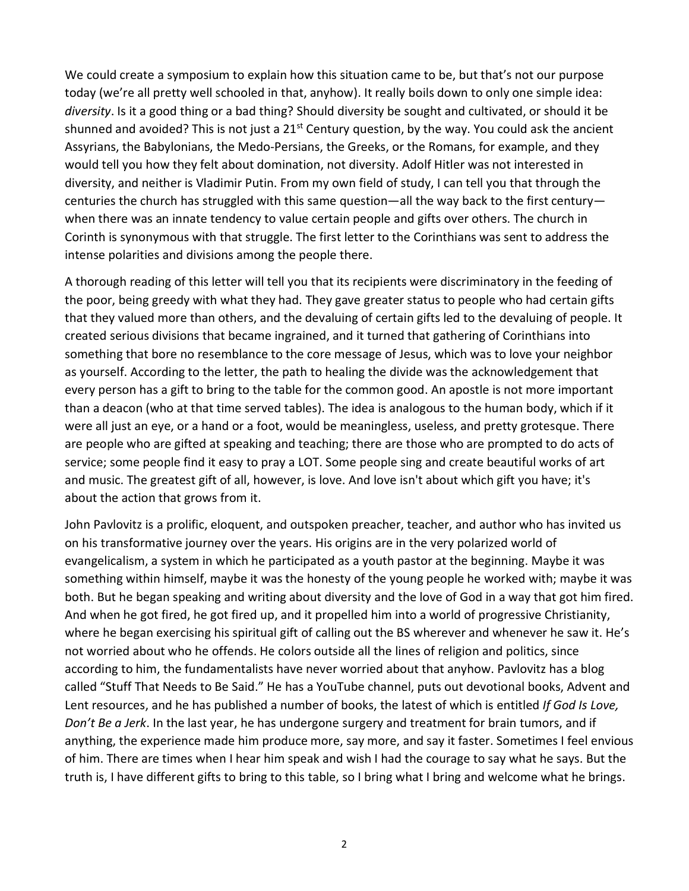We could create a symposium to explain how this situation came to be, but that's not our purpose today (we're all pretty well schooled in that, anyhow). It really boils down to only one simple idea: *diversity*. Is it a good thing or a bad thing? Should diversity be sought and cultivated, or should it be shunned and avoided? This is not just a 21st Century question, by the way. You could ask the ancient Assyrians, the Babylonians, the Medo-Persians, the Greeks, or the Romans, for example, and they would tell you how they felt about domination, not diversity. Adolf Hitler was not interested in diversity, and neither is Vladimir Putin. From my own field of study, I can tell you that through the centuries the church has struggled with this same question—all the way back to the first century—when there was an innate tendency to value certain people and gifts over others. The church in Corinth is synonymous with that struggle. The first letter to the Corinthians was sent to address the intense polarities and divisions among the people there.

A thorough reading of this letter will tell you that its recipients were discriminatory in the feeding of the poor, being greedy with what they had. They gave greater status to people who had certain gifts that they valued more than others, and the devaluing of certain gifts led to the devaluing of people. It created serious divisions that became ingrained, and it turned that gathering of Corinthians into something that bore no resemblance to the core message of Jesus, which was to love your neighbor as yourself. According to the letter, the path to healing the divide was the acknowledgement that every person has a gift to bring to the table for the common good. An apostle is not more important than a deacon (who at that time served tables). The idea is analogous to the human body, which if it were all just an eye, or a hand or a foot, would be meaningless, useless, and pretty grotesque. There are people who are gifted at speaking and teaching; there are those who are prompted to do acts of service; some people find it easy to pray a LOT. Some people sing and create beautiful works of art and music. The greatest gift of all, however, is love. And love isn't about which gift you have; it's about the action that grows from it.

John Pavlovitz is a prolific, eloquent, and outspoken preacher, teacher, and author who has invited us on his transformative journey over the years. His origins are in the very polarized world of evangelicalism, a system in which he participated as a youth pastor at the beginning. Maybe it was something within himself, maybe it was the honesty of the young people he worked with; maybe it was both. But he began speaking and writing about diversity and the love of God in a way that got him fired. And when he got fired, he got fired up, and it propelled him into a world of progressive Christianity, where he began exercising his spiritual gift of calling out the BS wherever and whenever he saw it. He's not worried about who he offends. He colors outside all the lines of religion and politics, since according to him, the fundamentalists have never worried about that anyhow. Pavlovitz has a blog called "Stuff That Needs to Be Said." He has a YouTube channel, puts out devotional books, Advent and Lent resources, and he has published a number of books, the latest of which is entitled *If God Is Love, Don't Be a Jerk*. In the last year, he has undergone surgery and treatment for brain tumors, and if anything, the experience made him produce more, say more, and say it faster. Sometimes I feel envious of him. There are times when I hear him speak and wish I had the courage to say what he says. But the truth is, I have different gifts to bring to this table, so I bring what I bring and welcome what he brings.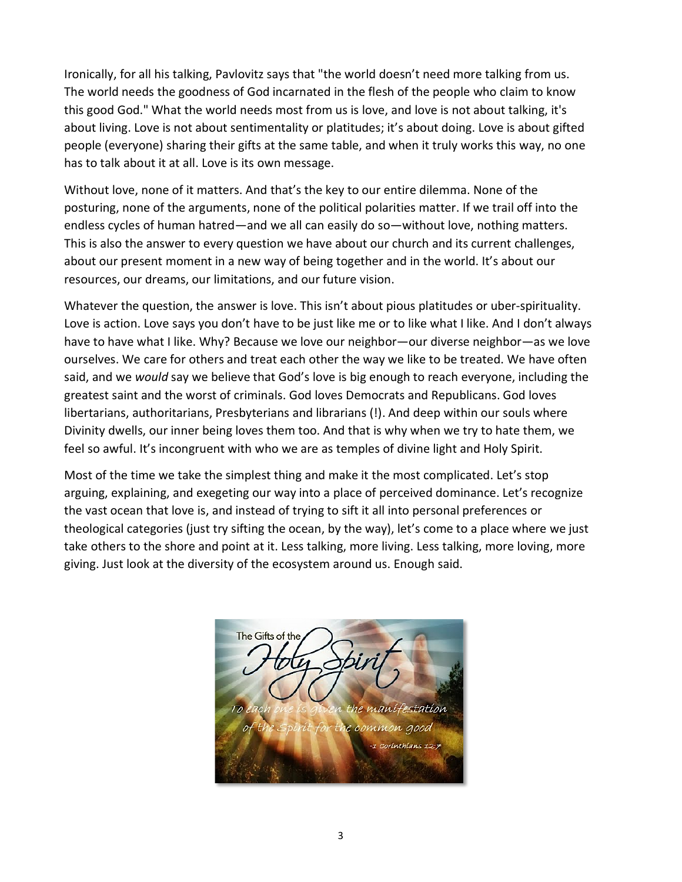Ironically, for all his talking, Pavlovitz says that "the world doesn't need more talking from us. The world needs the goodness of God incarnated in the flesh of the people who claim to know this good God." What the world needs most from us is love, and love is not about talking, it's about living. Love is not about sentimentality or platitudes; it's about doing. Love is about gifted people (everyone) sharing their gifts at the same table, and when it truly works this way, no one has to talk about it at all. Love is its own message.

Without love, none of it matters. And that's the key to our entire dilemma. None of the posturing, none of the arguments, none of the political polarities matter. If we trail off into the endless cycles of human hatred—and we all can easily do so—without love, nothing matters. This is also the answer to every question we have about our church and its current challenges, about our present moment in a new way of being together and in the world. It's about our resources, our dreams, our limitations, and our future vision.

Whatever the question, the answer is love. This isn't about pious platitudes or uber-spirituality. Love is action. Love says you don't have to be just like me or to like what I like. And I don't always have to have what I like. Why? Because we love our neighbor—our diverse neighbor—as we love ourselves. We care for others and treat each other the way we like to be treated. We have often said, and we *would* say we believe that God's love is big enough to reach everyone, including the greatest saint and the worst of criminals. God loves Democrats and Republicans. God loves libertarians, authoritarians, Presbyterians and librarians (!). And deep within our souls where Divinity dwells, our inner being loves them too. And that is why when we try to hate them, we feel so awful. It's incongruent with who we are as temples of divine light and Holy Spirit.

Most of the time we take the simplest thing and make it the most complicated. Let's stop arguing, explaining, and exegeting our way into a place of perceived dominance. Let's recognize the vast ocean that love is, and instead of trying to sift it all into personal preferences or theological categories (just try sifting the ocean, by the way), let's come to a place where we just take others to the shore and point at it. Less talking, more living. Less talking, more loving, more giving. Just look at the diversity of the ecosystem around us. Enough said.

The Gifts of the Holy Spirit

To each one is given the manifestation of the Spirit for the common good

-1 Corinthians 12:7